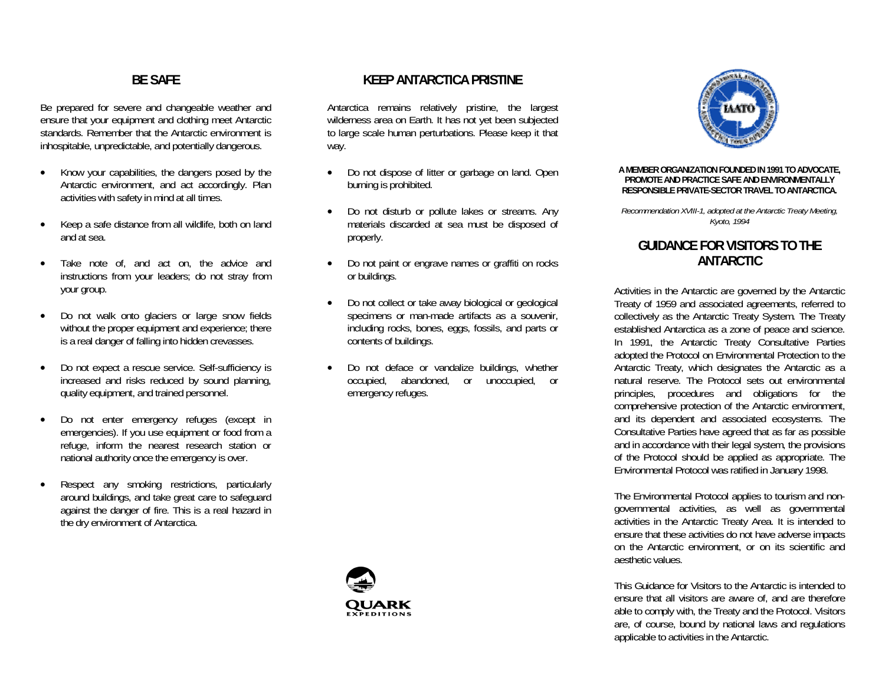## BE SAFE

Be prepared for severe and changeable weather and ensure that your equipment and clothing meet Antarctic standards. Remember that the Antarctic environment is inhospitable, unpredictable, and potentially dangerous.

- Know your capabilities, the dangers posed by the Antarctic environment, and act accordingly. Plan activities with safety in mind at all times.
- Keep a safe distance from all wildlife, both on land and at sea.
- Take note of, and act on, the advice and instructions from your leaders; do not stray from your group.
- Do not walk onto glaciers or large snow fields without the proper equipment and experience; there is a real danger of falling into hidden crevasses.
- Do not expect a rescue service. Self-sufficiency is increased and risks reduced by sound planning, quality equipment, and trained personnel.
- Do not enter emergency refuges (except in emergencies). If you use equipment or food from a refuge, inform the nearest research station or national authority once the emergency is over.
- Respect any smoking restrictions, particularly around buildings, and take great care to safeguard against the danger of fire. This is a real hazard in the dry environment of Antarctica.

## KEEP ANTARCTICA PRISTINE

Antarctica remains relatively pristine, the largest wilderness area on Earth. It has not yet been subjected to large scale human perturbations. Please keep it that way.

- Do not dispose of litter or garbage on land. Open burning is prohibited.
- Do not disturb or pollute lakes or streams. Any materials discarded at sea must be disposed of properly.
- Do not paint or engrave names or graffiti on rocks or buildings.
- Do not collect or take away biological or geological specimens or man-made artifacts as a souvenir, including rocks, bones, eggs, fossils, and parts or contents of buildings.
- Do not deface or vandalize buildings, whether occupied, abandoned, or unoccupied, or emergency refuges.

QUARK EXPEDITIONS

IAATO

**A MEMBER ORGANIZATION FOUNDED IN 1991 TO ADVOCATE, PROMOTE AND PRACTICE SAFE AND ENVIRONMENTALLY RESPONSIBLE PRIVATE-SECTOR TRAVEL TO ANTARCTICA.**

*Recommendation XVIII-1, adopted at the Antarctic Treaty Meeting, Kyoto, 1994*

## GUIDANCE FOR VISITORS TO THE ANTARCTIC

Activities in the Antarctic are governed by the Antarctic Treaty of 1959 and associated agreements, referred to collectively as the Antarctic Treaty System. The Treaty established Antarctica as a zone of peace and science. In 1991, the Antarctic Treaty Consultative Parties adopted the Protocol on Environmental Protection to the Antarctic Treaty, which designates the Antarctic as a natural reserve. The Protocol sets out environmental principles, procedures and obligations for the comprehensive protection of the Antarctic environment, and its dependent and associated ecosystems. The Consultative Parties have agreed that as far as possible and in accordance with their legal system, the provisions of the Protocol should be applied as appropriate. The Environmental Protocol was ratified in January 1998.

The Environmental Protocol applies to tourism and non-governmental activities, as well as governmental activities in the Antarctic Treaty Area. It is intended to ensure that these activities do not have adverse impacts on the Antarctic environment, or on its scientific and aesthetic values.

This Guidance for Visitors to the Antarctic is intended to ensure that all visitors are aware of, and are therefore able to comply with, the Treaty and the Protocol. Visitors are, of course, bound by national laws and regulations applicable to activities in the Antarctic.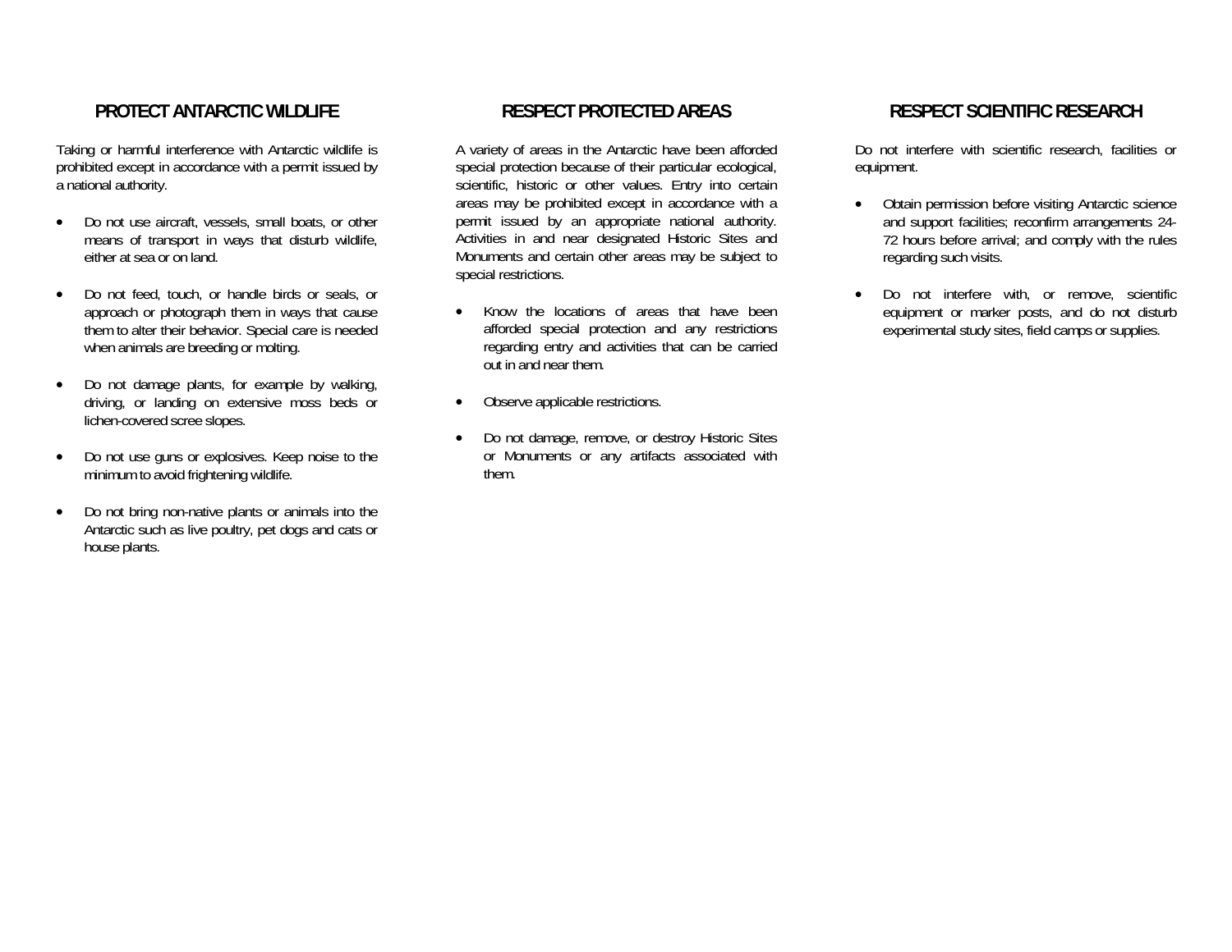## PROTECT ANTARCTIC WILDLIFE

Taking or harmful interference with Antarctic wildlife is prohibited except in accordance with a permit issued by a national authority.

- Do not use aircraft, vessels, small boats, or other means of transport in ways that disturb wildlife, either at sea or on land.
- Do not feed, touch, or handle birds or seals, or approach or photograph them in ways that cause them to alter their behavior. Special care is needed when animals are breeding or molting.
- Do not damage plants, for example by walking, driving, or landing on extensive moss beds or lichen-covered scree slopes.
- Do not use guns or explosives. Keep noise to the minimum to avoid frightening wildlife.
- Do not bring non-native plants or animals into the Antarctic such as live poultry, pet dogs and cats or house plants.

## RESPECT PROTECTED AREAS

A variety of areas in the Antarctic have been afforded special protection because of their particular ecological, scientific, historic or other values. Entry into certain areas may be prohibited except in accordance with a permit issued by an appropriate national authority. Activities in and near designated Historic Sites and Monuments and certain other areas may be subject to special restrictions.

- Know the locations of areas that have been afforded special protection and any restrictions regarding entry and activities that can be carried out in and near them.
- Observe applicable restrictions.
- Do not damage, remove, or destroy Historic Sites or Monuments or any artifacts associated with them.

## RESPECT SCIENTIFIC RESEARCH

Do not interfere with scientific research, facilities or equipment.

- Obtain permission before visiting Antarctic science and support facilities; reconfirm arrangements 24-72 hours before arrival; and comply with the rules regarding such visits.
- Do not interfere with, or remove, scientific equipment or marker posts, and do not disturb experimental study sites, field camps or supplies.